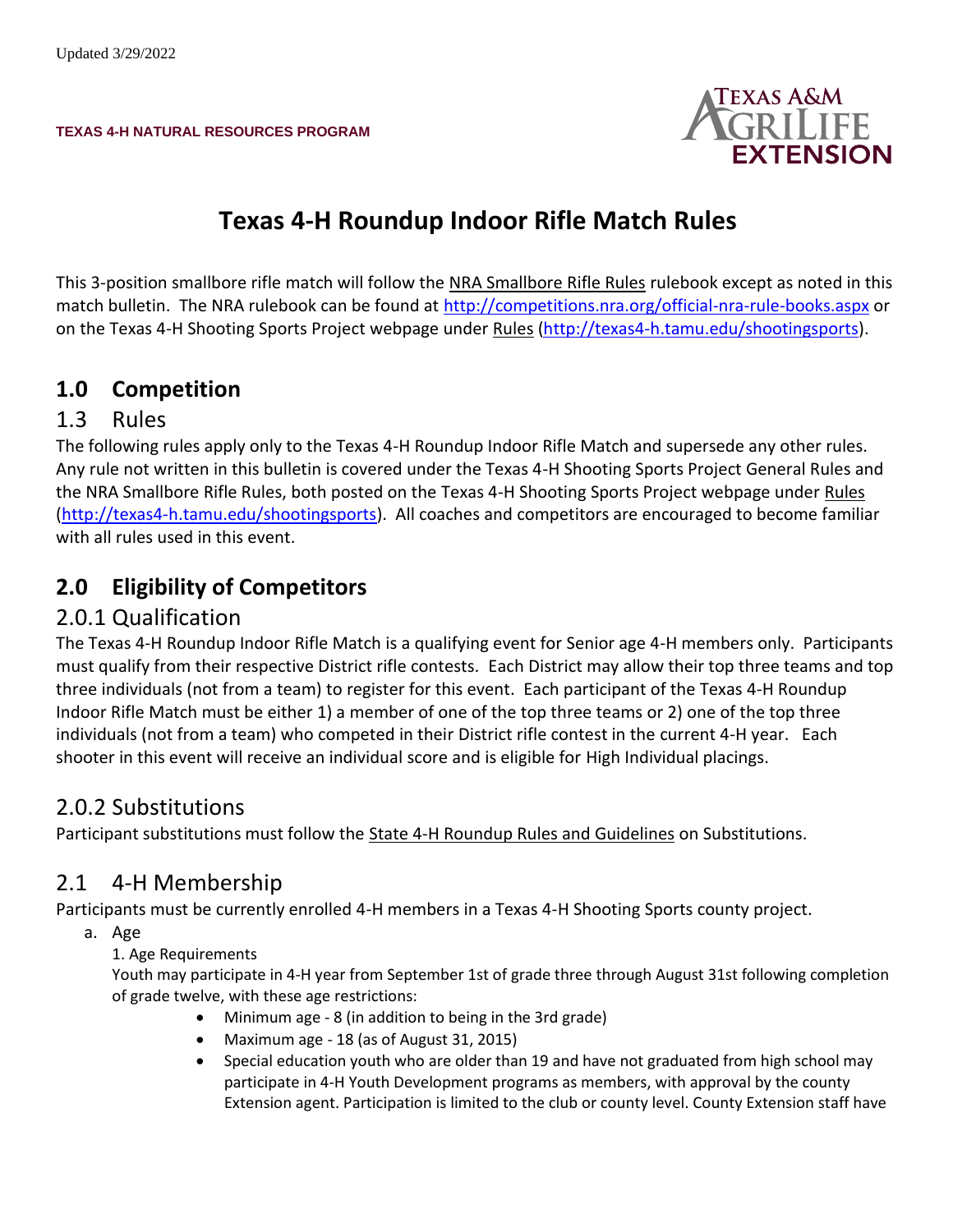Updated 3/29/2022

**TEXAS 4-H NATURAL RESOURCES PROGRAM**

# Texas 4-H Roundup Indoor Rifle Match Rules

This 3-position smallbore rifle match will follow the NRA Smallbore Rifle Rules rulebook except as noted in this match bulletin. The NRA rulebook can be found at http://competitions.nra.org/official-nra-rule-books.aspx or on the Texas 4-H Shooting Sports Project webpage under Rules (http://texas4-h.tamu.edu/shootingsports).

## 1.0 Competition

### 1.3 Rules

The following rules apply only to the Texas 4-H Roundup Indoor Rifle Match and supersede any other rules. Any rule not written in this bulletin is covered under the Texas 4-H Shooting Sports Project General Rules and the NRA Smallbore Rifle Rules, both posted on the Texas 4-H Shooting Sports Project webpage under Rules (http://texas4-h.tamu.edu/shootingsports). All coaches and competitors are encouraged to become familiar with all rules used in this event.

## 2.0 Eligibility of Competitors

### 2.0.1 Qualification

The Texas 4-H Roundup Indoor Rifle Match is a qualifying event for Senior age 4-H members only. Participants must qualify from their respective District rifle contests. Each District may allow their top three teams and top three individuals (not from a team) to register for this event. Each participant of the Texas 4-H Roundup Indoor Rifle Match must be either 1) a member of one of the top three teams or 2) one of the top three individuals (not from a team) who competed in their District rifle contest in the current 4-H year. Each shooter in this event will receive an individual score and is eligible for High Individual placings.

### 2.0.2 Substitutions

Participant substitutions must follow the State 4-H Roundup Rules and Guidelines on Substitutions.

### 2.1 4-H Membership

Participants must be currently enrolled 4-H members in a Texas 4-H Shooting Sports county project.

a. Age

1. Age Requirements

Youth may participate in 4-H year from September 1st of grade three through August 31st following completion of grade twelve, with these age restrictions:

- Minimum age - 8 (in addition to being in the 3rd grade)
- Maximum age - 18 (as of August 31, 2015)
- Special education youth who are older than 19 and have not graduated from high school may participate in 4-H Youth Development programs as members, with approval by the county Extension agent. Participation is limited to the club or county level. County Extension staff have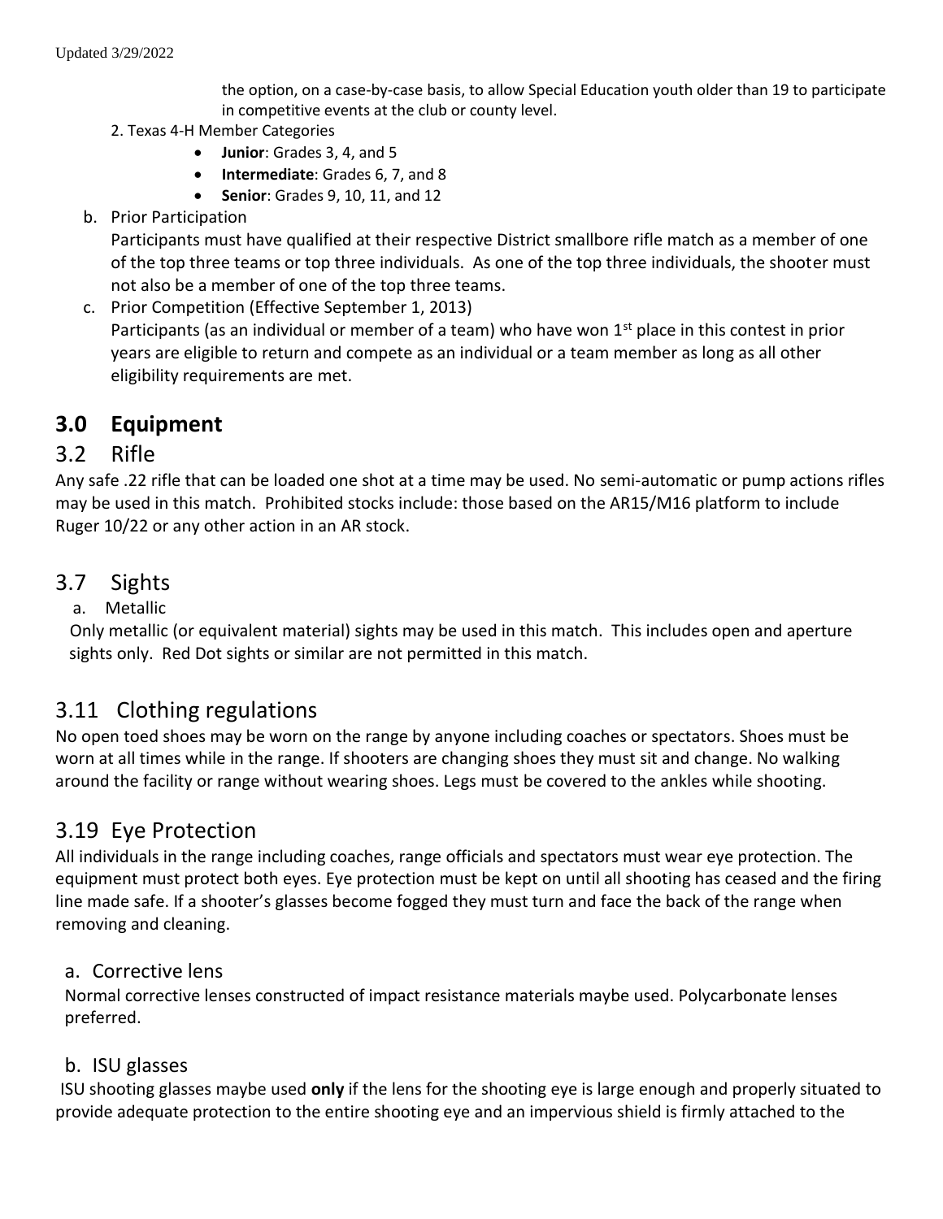the option, on a case-by-case basis, to allow Special Education youth older than 19 to participate in competitive events at the club or county level.

2. Texas 4-H Member Categories
   - **Junior**: Grades 3, 4, and 5
   - **Intermediate**: Grades 6, 7, and 8
   - **Senior**: Grades 9, 10, 11, and 12

b. Prior Participation

Participants must have qualified at their respective District smallbore rifle match as a member of one of the top three teams or top three individuals. As one of the top three individuals, the shooter must not also be a member of one of the top three teams.

c. Prior Competition (Effective September 1, 2013)

Participants (as an individual or member of a team) who have won 1st place in this contest in prior years are eligible to return and compete as an individual or a team member as long as all other eligibility requirements are met.

## 3.0 Equipment

### 3.2 Rifle

Any safe .22 rifle that can be loaded one shot at a time may be used. No semi-automatic or pump actions rifles may be used in this match. Prohibited stocks include: those based on the AR15/M16 platform to include Ruger 10/22 or any other action in an AR stock.

### 3.7 Sights

a. Metallic

Only metallic (or equivalent material) sights may be used in this match. This includes open and aperture sights only. Red Dot sights or similar are not permitted in this match.

### 3.11 Clothing regulations

No open toed shoes may be worn on the range by anyone including coaches or spectators. Shoes must be worn at all times while in the range. If shooters are changing shoes they must sit and change. No walking around the facility or range without wearing shoes. Legs must be covered to the ankles while shooting.

### 3.19 Eye Protection

All individuals in the range including coaches, range officials and spectators must wear eye protection. The equipment must protect both eyes. Eye protection must be kept on until all shooting has ceased and the firing line made safe. If a shooter's glasses become fogged they must turn and face the back of the range when removing and cleaning.

#### a. Corrective lens

Normal corrective lenses constructed of impact resistance materials maybe used. Polycarbonate lenses preferred.

#### b. ISU glasses

ISU shooting glasses maybe used **only** if the lens for the shooting eye is large enough and properly situated to provide adequate protection to the entire shooting eye and an impervious shield is firmly attached to the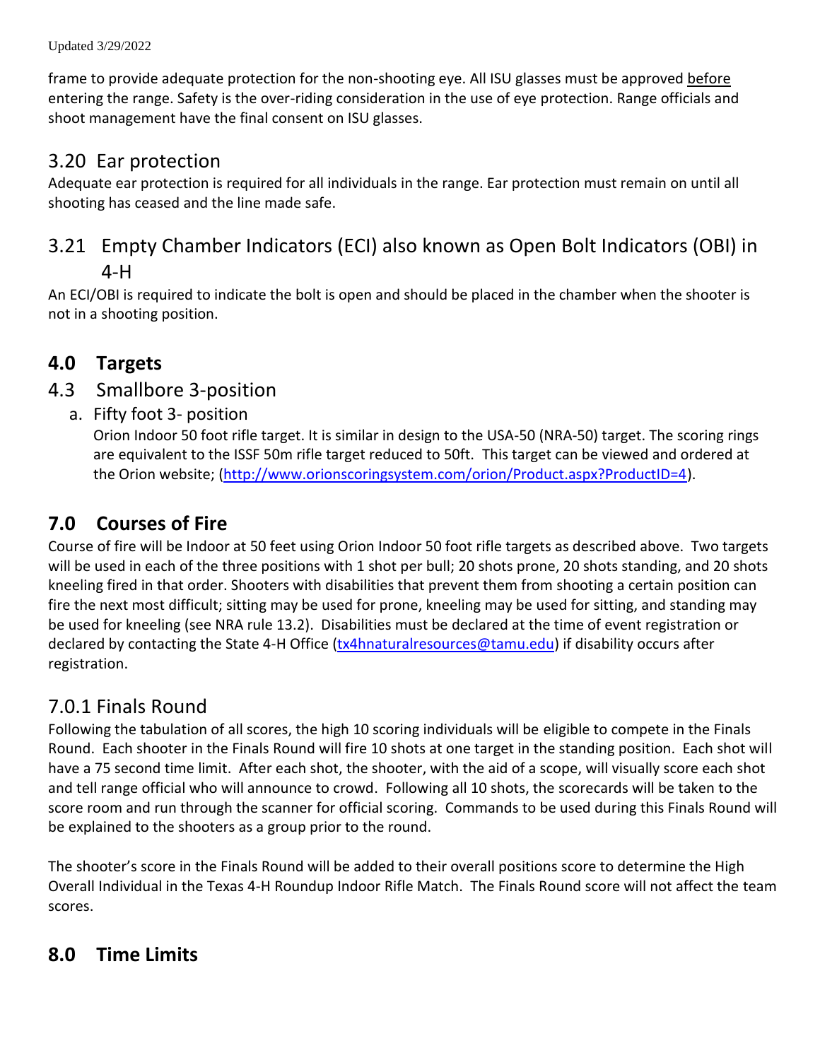frame to provide adequate protection for the non-shooting eye. All ISU glasses must be approved before entering the range. Safety is the over-riding consideration in the use of eye protection. Range officials and shoot management have the final consent on ISU glasses.

## 3.20 Ear protection

Adequate ear protection is required for all individuals in the range. Ear protection must remain on until all shooting has ceased and the line made safe.

## 3.21 Empty Chamber Indicators (ECI) also known as Open Bolt Indicators (OBI) in 4-H

An ECI/OBI is required to indicate the bolt is open and should be placed in the chamber when the shooter is not in a shooting position.

# 4.0 Targets

## 4.3 Smallbore 3-position

a. Fifty foot 3- position

Orion Indoor 50 foot rifle target. It is similar in design to the USA-50 (NRA-50) target. The scoring rings are equivalent to the ISSF 50m rifle target reduced to 50ft. This target can be viewed and ordered at the Orion website; (http://www.orionscoringsystem.com/orion/Product.aspx?ProductID=4).

# 7.0 Courses of Fire

Course of fire will be Indoor at 50 feet using Orion Indoor 50 foot rifle targets as described above. Two targets will be used in each of the three positions with 1 shot per bull; 20 shots prone, 20 shots standing, and 20 shots kneeling fired in that order. Shooters with disabilities that prevent them from shooting a certain position can fire the next most difficult; sitting may be used for prone, kneeling may be used for sitting, and standing may be used for kneeling (see NRA rule 13.2). Disabilities must be declared at the time of event registration or declared by contacting the State 4-H Office (tx4hnaturalresources@tamu.edu) if disability occurs after registration.

## 7.0.1 Finals Round

Following the tabulation of all scores, the high 10 scoring individuals will be eligible to compete in the Finals Round. Each shooter in the Finals Round will fire 10 shots at one target in the standing position. Each shot will have a 75 second time limit. After each shot, the shooter, with the aid of a scope, will visually score each shot and tell range official who will announce to crowd. Following all 10 shots, the scorecards will be taken to the score room and run through the scanner for official scoring. Commands to be used during this Finals Round will be explained to the shooters as a group prior to the round.

The shooter's score in the Finals Round will be added to their overall positions score to determine the High Overall Individual in the Texas 4-H Roundup Indoor Rifle Match. The Finals Round score will not affect the team scores.

# 8.0 Time Limits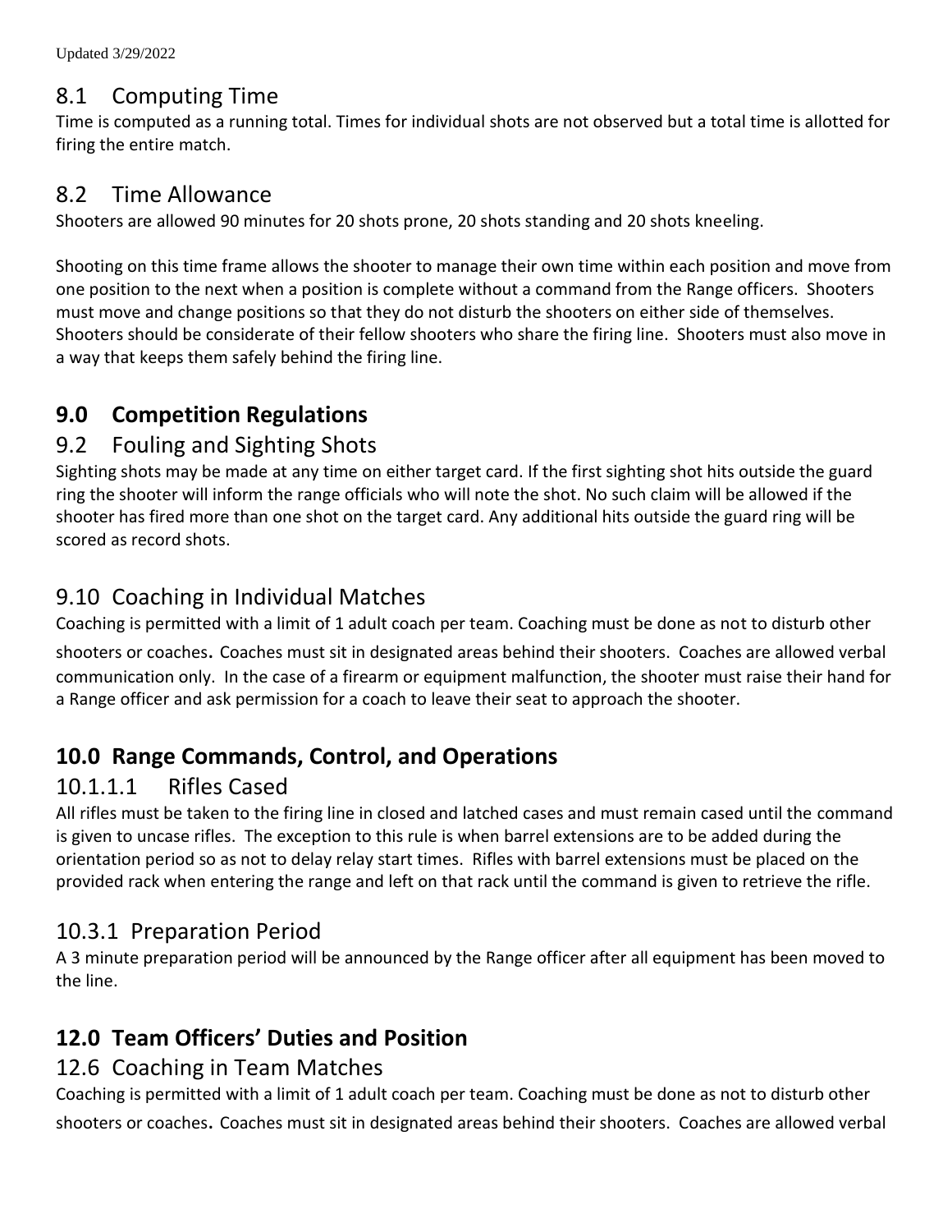## 8.1 Computing Time

Time is computed as a running total. Times for individual shots are not observed but a total time is allotted for firing the entire match.

## 8.2 Time Allowance

Shooters are allowed 90 minutes for 20 shots prone, 20 shots standing and 20 shots kneeling.

Shooting on this time frame allows the shooter to manage their own time within each position and move from one position to the next when a position is complete without a command from the Range officers. Shooters must move and change positions so that they do not disturb the shooters on either side of themselves. Shooters should be considerate of their fellow shooters who share the firing line. Shooters must also move in a way that keeps them safely behind the firing line.

# 9.0 Competition Regulations

## 9.2 Fouling and Sighting Shots

Sighting shots may be made at any time on either target card. If the first sighting shot hits outside the guard ring the shooter will inform the range officials who will note the shot. No such claim will be allowed if the shooter has fired more than one shot on the target card. Any additional hits outside the guard ring will be scored as record shots.

## 9.10 Coaching in Individual Matches

Coaching is permitted with a limit of 1 adult coach per team. Coaching must be done as not to disturb other shooters or coaches. Coaches must sit in designated areas behind their shooters. Coaches are allowed verbal communication only. In the case of a firearm or equipment malfunction, the shooter must raise their hand for a Range officer and ask permission for a coach to leave their seat to approach the shooter.

# 10.0 Range Commands, Control, and Operations

## 10.1.1.1 Rifles Cased

All rifles must be taken to the firing line in closed and latched cases and must remain cased until the command is given to uncase rifles. The exception to this rule is when barrel extensions are to be added during the orientation period so as not to delay relay start times. Rifles with barrel extensions must be placed on the provided rack when entering the range and left on that rack until the command is given to retrieve the rifle.

## 10.3.1 Preparation Period

A 3 minute preparation period will be announced by the Range officer after all equipment has been moved to the line.

# 12.0 Team Officers' Duties and Position

## 12.6 Coaching in Team Matches

Coaching is permitted with a limit of 1 adult coach per team. Coaching must be done as not to disturb other shooters or coaches. Coaches must sit in designated areas behind their shooters. Coaches are allowed verbal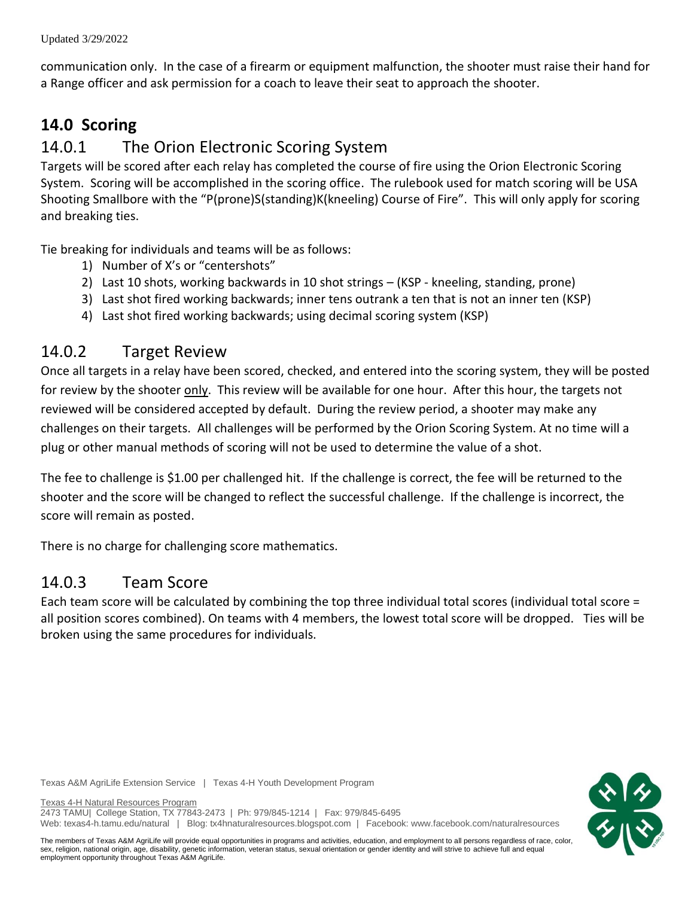communication only. In the case of a firearm or equipment malfunction, the shooter must raise their hand for a Range officer and ask permission for a coach to leave their seat to approach the shooter.

## 14.0 Scoring

### 14.0.1 The Orion Electronic Scoring System

Targets will be scored after each relay has completed the course of fire using the Orion Electronic Scoring System. Scoring will be accomplished in the scoring office. The rulebook used for match scoring will be USA Shooting Smallbore with the "P(prone)S(standing)K(kneeling) Course of Fire". This will only apply for scoring and breaking ties.

Tie breaking for individuals and teams will be as follows:

1) Number of X's or "centershots"
2) Last 10 shots, working backwards in 10 shot strings – (KSP - kneeling, standing, prone)
3) Last shot fired working backwards; inner tens outrank a ten that is not an inner ten (KSP)
4) Last shot fired working backwards; using decimal scoring system (KSP)

### 14.0.2 Target Review

Once all targets in a relay have been scored, checked, and entered into the scoring system, they will be posted for review by the shooter only. This review will be available for one hour. After this hour, the targets not reviewed will be considered accepted by default. During the review period, a shooter may make any challenges on their targets. All challenges will be performed by the Orion Scoring System. At no time will a plug or other manual methods of scoring will not be used to determine the value of a shot.

The fee to challenge is $1.00 per challenged hit. If the challenge is correct, the fee will be returned to the shooter and the score will be changed to reflect the successful challenge. If the challenge is incorrect, the score will remain as posted.

There is no charge for challenging score mathematics.

### 14.0.3 Team Score

Each team score will be calculated by combining the top three individual total scores (individual total score = all position scores combined). On teams with 4 members, the lowest total score will be dropped. Ties will be broken using the same procedures for individuals.